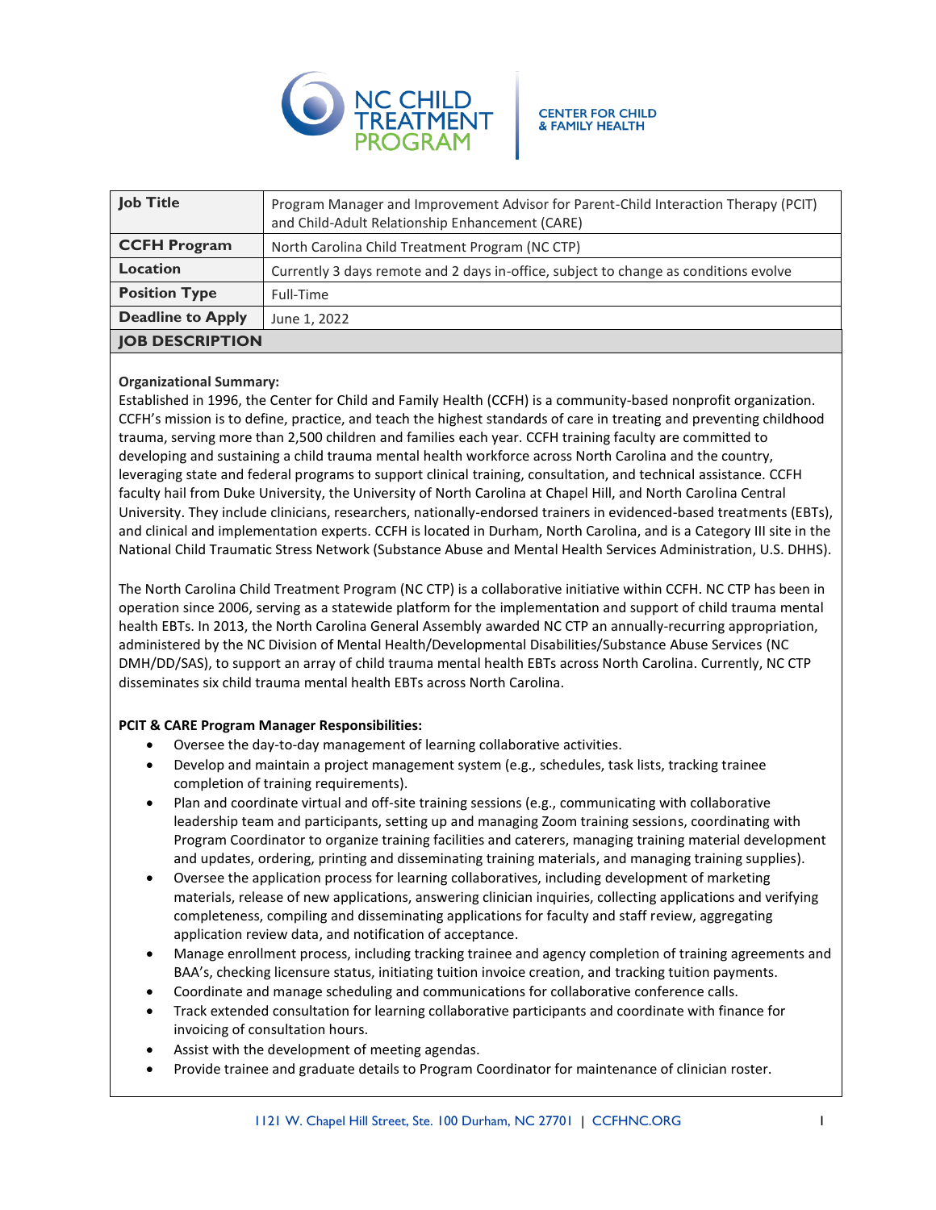NC CHILD TREATMENT PROGRAM | CENTER FOR CHILD & FAMILY HEALTH

| **Job Title** | Program Manager and Improvement Advisor for Parent-Child Interaction Therapy (PCIT) and Child-Adult Relationship Enhancement (CARE) |
| --- | --- |
| **CCFH Program** | North Carolina Child Treatment Program (NC CTP) |
| **Location** | Currently 3 days remote and 2 days in-office, subject to change as conditions evolve |
| **Position Type** | Full-Time |
| **Deadline to Apply** | June 1, 2022 |

## JOB DESCRIPTION

**Organizational Summary:**

Established in 1996, the Center for Child and Family Health (CCFH) is a community-based nonprofit organization. CCFH's mission is to define, practice, and teach the highest standards of care in treating and preventing childhood trauma, serving more than 2,500 children and families each year. CCFH training faculty are committed to developing and sustaining a child trauma mental health workforce across North Carolina and the country, leveraging state and federal programs to support clinical training, consultation, and technical assistance. CCFH faculty hail from Duke University, the University of North Carolina at Chapel Hill, and North Carolina Central University. They include clinicians, researchers, nationally-endorsed trainers in evidenced-based treatments (EBTs), and clinical and implementation experts. CCFH is located in Durham, North Carolina, and is a Category III site in the National Child Traumatic Stress Network (Substance Abuse and Mental Health Services Administration, U.S. DHHS).

The North Carolina Child Treatment Program (NC CTP) is a collaborative initiative within CCFH. NC CTP has been in operation since 2006, serving as a statewide platform for the implementation and support of child trauma mental health EBTs. In 2013, the North Carolina General Assembly awarded NC CTP an annually-recurring appropriation, administered by the NC Division of Mental Health/Developmental Disabilities/Substance Abuse Services (NC DMH/DD/SAS), to support an array of child trauma mental health EBTs across North Carolina. Currently, NC CTP disseminates six child trauma mental health EBTs across North Carolina.

**PCIT & CARE Program Manager Responsibilities:**

- Oversee the day-to-day management of learning collaborative activities.
- Develop and maintain a project management system (e.g., schedules, task lists, tracking trainee completion of training requirements).
- Plan and coordinate virtual and off-site training sessions (e.g., communicating with collaborative leadership team and participants, setting up and managing Zoom training sessions, coordinating with Program Coordinator to organize training facilities and caterers, managing training material development and updates, ordering, printing and disseminating training materials, and managing training supplies).
- Oversee the application process for learning collaboratives, including development of marketing materials, release of new applications, answering clinician inquiries, collecting applications and verifying completeness, compiling and disseminating applications for faculty and staff review, aggregating application review data, and notification of acceptance.
- Manage enrollment process, including tracking trainee and agency completion of training agreements and BAA's, checking licensure status, initiating tuition invoice creation, and tracking tuition payments.
- Coordinate and manage scheduling and communications for collaborative conference calls.
- Track extended consultation for learning collaborative participants and coordinate with finance for invoicing of consultation hours.
- Assist with the development of meeting agendas.
- Provide trainee and graduate details to Program Coordinator for maintenance of clinician roster.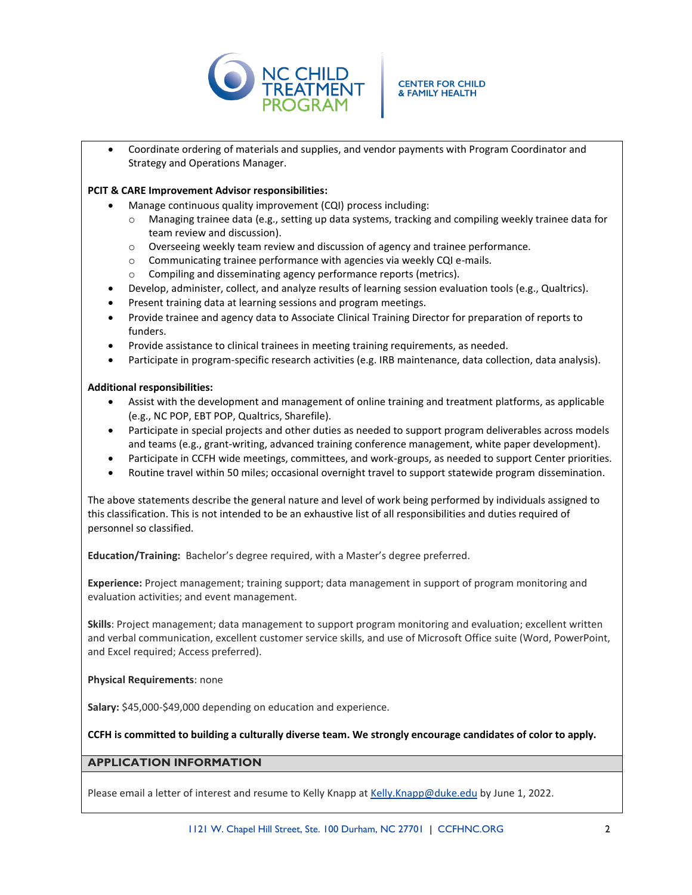- Coordinate ordering of materials and supplies, and vendor payments with Program Coordinator and Strategy and Operations Manager.

**PCIT & CARE Improvement Advisor responsibilities:**

- Manage continuous quality improvement (CQI) process including:
  - Managing trainee data (e.g., setting up data systems, tracking and compiling weekly trainee data for team review and discussion).
  - Overseeing weekly team review and discussion of agency and trainee performance.
  - Communicating trainee performance with agencies via weekly CQI e-mails.
  - Compiling and disseminating agency performance reports (metrics).
- Develop, administer, collect, and analyze results of learning session evaluation tools (e.g., Qualtrics).
- Present training data at learning sessions and program meetings.
- Provide trainee and agency data to Associate Clinical Training Director for preparation of reports to funders.
- Provide assistance to clinical trainees in meeting training requirements, as needed.
- Participate in program-specific research activities (e.g. IRB maintenance, data collection, data analysis).

**Additional responsibilities:**

- Assist with the development and management of online training and treatment platforms, as applicable (e.g., NC POP, EBT POP, Qualtrics, Sharefile).
- Participate in special projects and other duties as needed to support program deliverables across models and teams (e.g., grant-writing, advanced training conference management, white paper development).
- Participate in CCFH wide meetings, committees, and work-groups, as needed to support Center priorities.
- Routine travel within 50 miles; occasional overnight travel to support statewide program dissemination.

The above statements describe the general nature and level of work being performed by individuals assigned to this classification. This is not intended to be an exhaustive list of all responsibilities and duties required of personnel so classified.

**Education/Training:** Bachelor's degree required, with a Master's degree preferred.

**Experience:** Project management; training support; data management in support of program monitoring and evaluation activities; and event management.

**Skills**: Project management; data management to support program monitoring and evaluation; excellent written and verbal communication, excellent customer service skills, and use of Microsoft Office suite (Word, PowerPoint, and Excel required; Access preferred).

**Physical Requirements**: none

**Salary:** $45,000-$49,000 depending on education and experience.

**CCFH is committed to building a culturally diverse team. We strongly encourage candidates of color to apply.**

## APPLICATION INFORMATION

Please email a letter of interest and resume to Kelly Knapp at Kelly.Knapp@duke.edu by June 1, 2022.